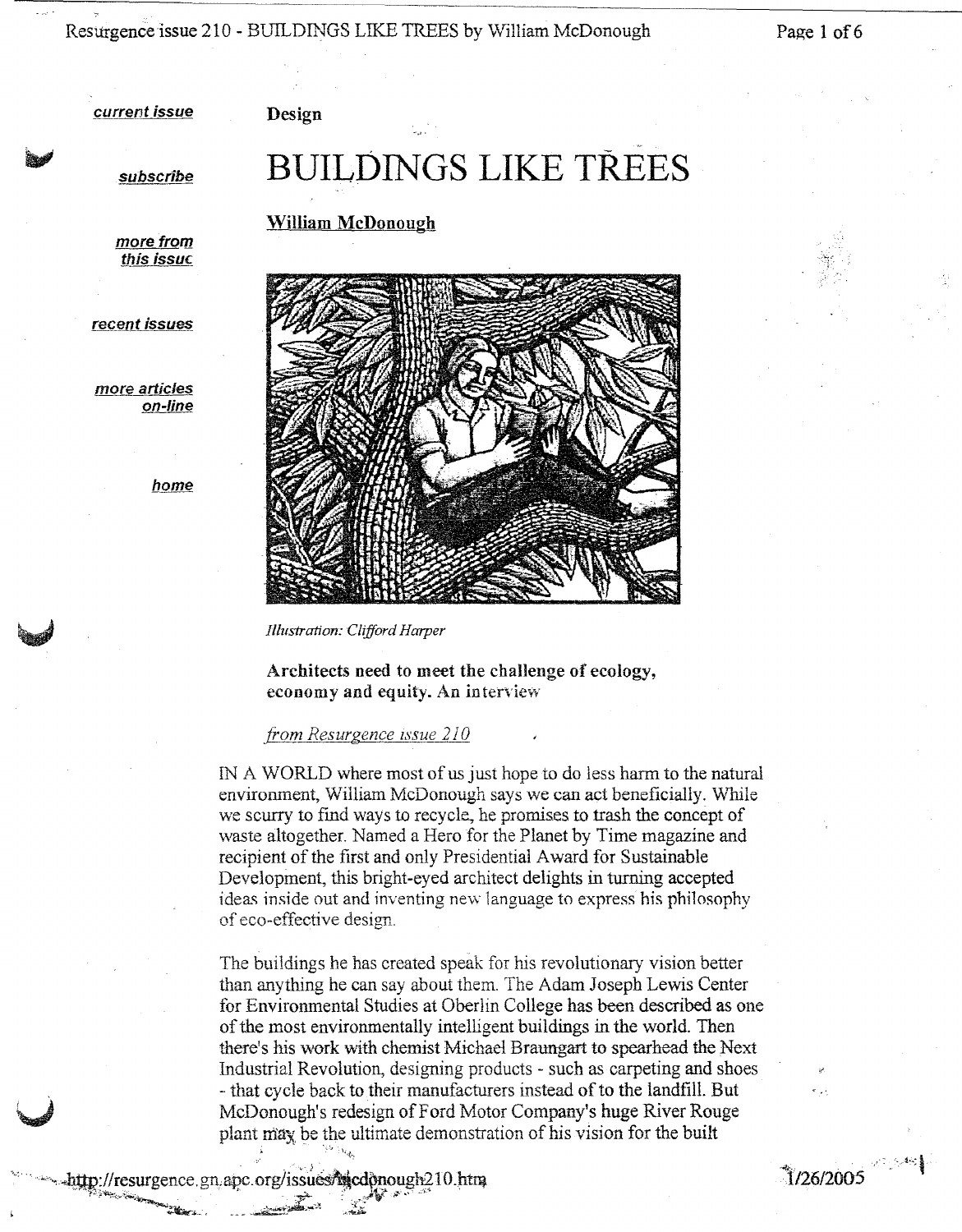current issue

subscribe

more from this issue

recent issues

more articles on-line

home

Design

# BUILDINGS LIKE TREES

William McDonough

*Illustration: Clifford Harper*

**Architects need to meet the challenge of ecology, economy and equity. An interview**

*from Resurgence issue 210*

IN A WORLD where most of us just hope to do less harm to the natural environment, William McDonough says we can act beneficially. While we scurry to find ways to recycle, he promises to trash the concept of waste altogether. Named a Hero for the Planet by Time magazine and recipient of the first and only Presidential Award for Sustainable Development, this bright-eyed architect delights in turning accepted ideas inside out and inventing new language to express his philosophy of eco-effective design.

The buildings he has created speak for his revolutionary vision better than anything he can say about them. The Adam Joseph Lewis Center for Environmental Studies at Oberlin College has been described as one of the most environmentally intelligent buildings in the world. Then there's his work with chemist Michael Braungart to spearhead the Next Industrial Revolution, designing products - such as carpeting and shoes - that cycle back to their manufacturers instead of to the landfill. But McDonough's redesign of Ford Motor Company's huge River Rouge plant may be the ultimate demonstration of his vision for the built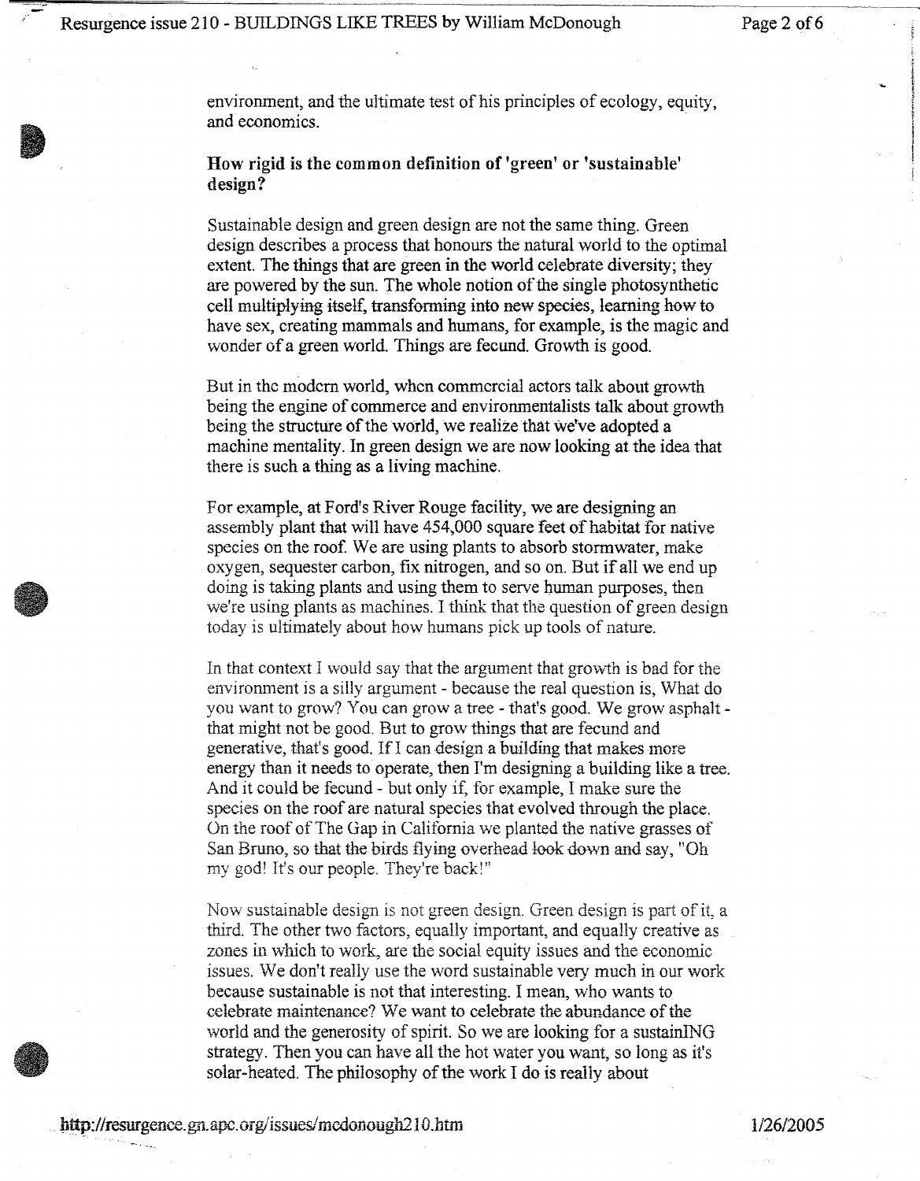environment, and the ultimate test of his principles of ecology, equity, and economics.

**How rigid is the common definition of 'green' or 'sustainable' design?**

Sustainable design and green design are not the same thing. Green design describes a process that honours the natural world to the optimal extent. The things that are green in the world celebrate diversity; they are powered by the sun. The whole notion of the single photosynthetic cell multiplying itself, transforming into new species, learning how to have sex, creating mammals and humans, for example, is the magic and wonder of a green world. Things are fecund. Growth is good.

But in the modern world, when commercial actors talk about growth being the engine of commerce and environmentalists talk about growth being the structure of the world, we realize that we've adopted a machine mentality. In green design we are now looking at the idea that there is such a thing as a living machine.

For example, at Ford's River Rouge facility, we are designing an assembly plant that will have 454,000 square feet of habitat for native species on the roof. We are using plants to absorb stormwater, make oxygen, sequester carbon, fix nitrogen, and so on. But if all we end up doing is taking plants and using them to serve human purposes, then we're using plants as machines. I think that the question of green design today is ultimately about how humans pick up tools of nature.

In that context I would say that the argument that growth is bad for the environment is a silly argument - because the real question is, What do you want to grow? You can grow a tree - that's good. We grow asphalt - that might not be good. But to grow things that are fecund and generative, that's good. If I can design a building that makes more energy than it needs to operate, then I'm designing a building like a tree. And it could be fecund - but only if, for example, I make sure the species on the roof are natural species that evolved through the place. On the roof of The Gap in California we planted the native grasses of San Bruno, so that the birds flying overhead look down and say, "Oh my god! It's our people. They're back!"

Now sustainable design is not green design. Green design is part of it, a third. The other two factors, equally important, and equally creative as zones in which to work, are the social equity issues and the economic issues. We don't really use the word sustainable very much in our work because sustainable is not that interesting. I mean, who wants to celebrate maintenance? We want to celebrate the abundance of the world and the generosity of spirit. So we are looking for a sustainING strategy. Then you can have all the hot water you want, so long as it's solar-heated. The philosophy of the work I do is really about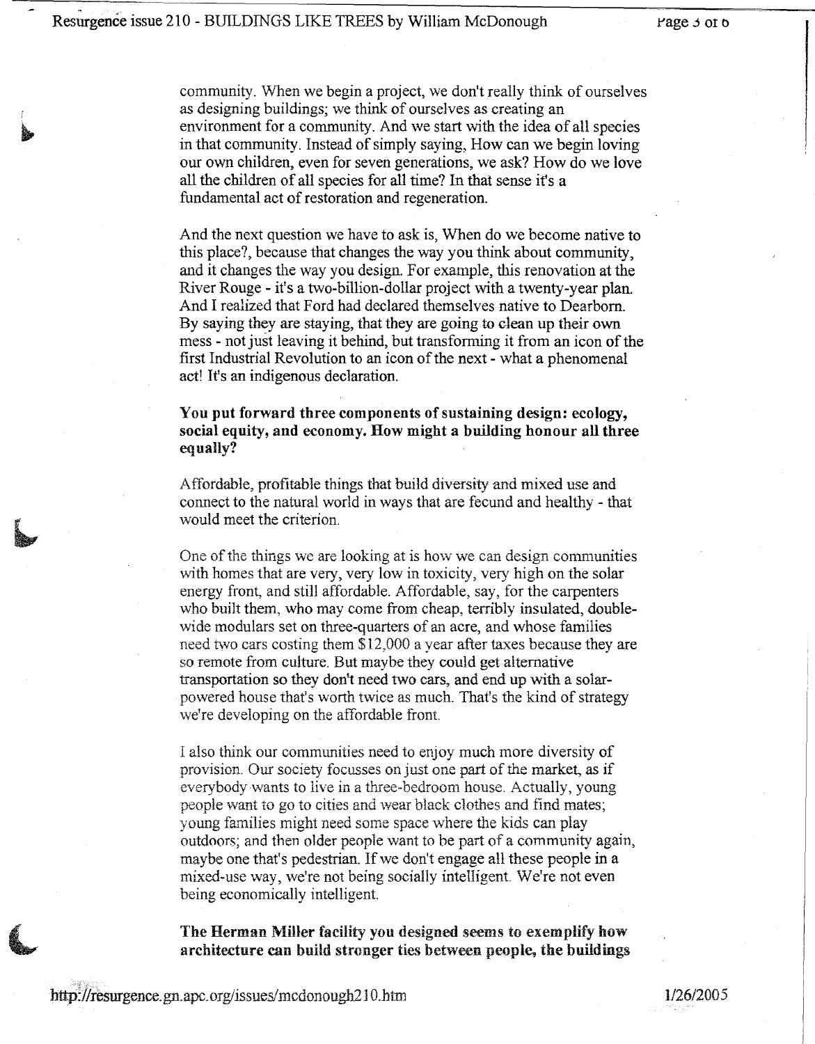community. When we begin a project, we don't really think of ourselves as designing buildings; we think of ourselves as creating an environment for a community. And we start with the idea of all species in that community. Instead of simply saying, How can we begin loving our own children, even for seven generations, we ask? How do we love all the children of all species for all time? In that sense it's a fundamental act of restoration and regeneration.

And the next question we have to ask is, When do we become native to this place?, because that changes the way you think about community, and it changes the way you design. For example, this renovation at the River Rouge - it's a two-billion-dollar project with a twenty-year plan. And I realized that Ford had declared themselves native to Dearborn. By saying they are staying, that they are going to clean up their own mess - not just leaving it behind, but transforming it from an icon of the first Industrial Revolution to an icon of the next - what a phenomenal act! It's an indigenous declaration.

**You put forward three components of sustaining design: ecology, social equity, and economy. How might a building honour all three equally?**

Affordable, profitable things that build diversity and mixed use and connect to the natural world in ways that are fecund and healthy - that would meet the criterion.

One of the things we are looking at is how we can design communities with homes that are very, very low in toxicity, very high on the solar energy front, and still affordable. Affordable, say, for the carpenters who built them, who may come from cheap, terribly insulated, double-wide modulars set on three-quarters of an acre, and whose families need two cars costing them $12,000 a year after taxes because they are so remote from culture. But maybe they could get alternative transportation so they don't need two cars, and end up with a solar-powered house that's worth twice as much. That's the kind of strategy we're developing on the affordable front.

I also think our communities need to enjoy much more diversity of provision. Our society focusses on just one part of the market, as if everybody wants to live in a three-bedroom house. Actually, young people want to go to cities and wear black clothes and find mates; young families might need some space where the kids can play outdoors; and then older people want to be part of a community again, maybe one that's pedestrian. If we don't engage all these people in a mixed-use way, we're not being socially intelligent. We're not even being economically intelligent.

**The Herman Miller facility you designed seems to exemplify how architecture can build stronger ties between people, the buildings**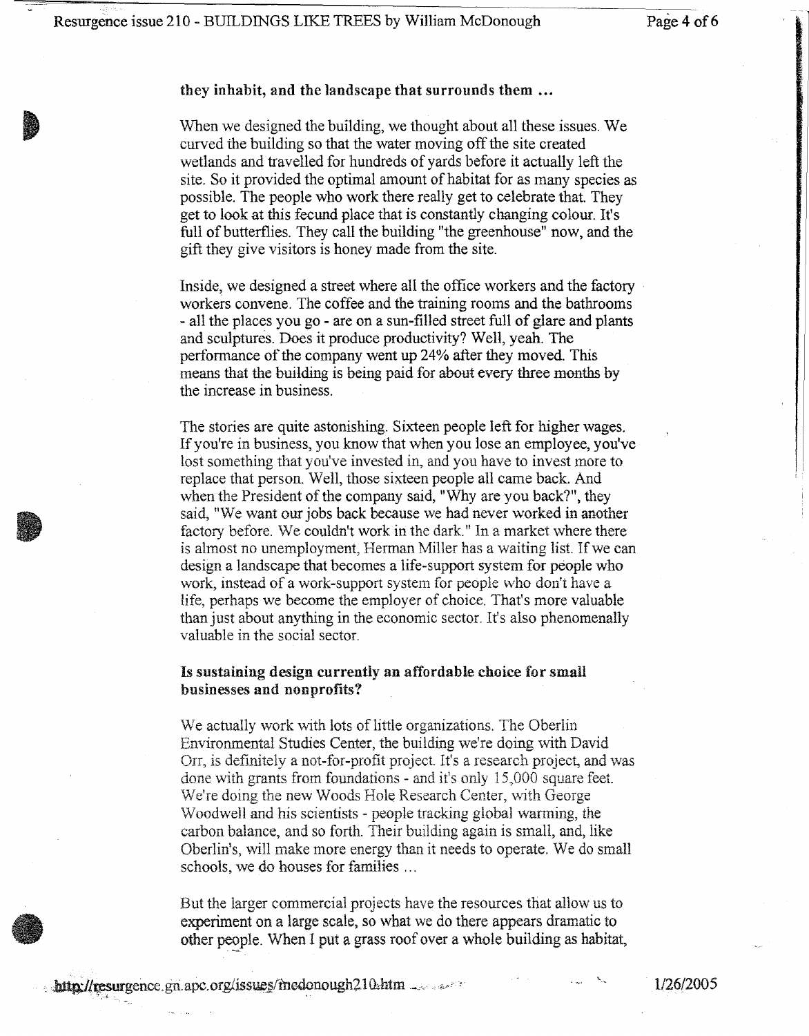**they inhabit, and the landscape that surrounds them ...**

When we designed the building, we thought about all these issues. We curved the building so that the water moving off the site created wetlands and travelled for hundreds of yards before it actually left the site. So it provided the optimal amount of habitat for as many species as possible. The people who work there really get to celebrate that. They get to look at this fecund place that is constantly changing colour. It's full of butterflies. They call the building "the greenhouse" now, and the gift they give visitors is honey made from the site.

Inside, we designed a street where all the office workers and the factory workers convene. The coffee and the training rooms and the bathrooms - all the places you go - are on a sun-filled street full of glare and plants and sculptures. Does it produce productivity? Well, yeah. The performance of the company went up 24% after they moved. This means that the building is being paid for about every three months by the increase in business.

The stories are quite astonishing. Sixteen people left for higher wages. If you're in business, you know that when you lose an employee, you've lost something that you've invested in, and you have to invest more to replace that person. Well, those sixteen people all came back. And when the President of the company said, "Why are you back?", they said, "We want our jobs back because we had never worked in another factory before. We couldn't work in the dark." In a market where there is almost no unemployment, Herman Miller has a waiting list. If we can design a landscape that becomes a life-support system for people who work, instead of a work-support system for people who don't have a life, perhaps we become the employer of choice. That's more valuable than just about anything in the economic sector. It's also phenomenally valuable in the social sector.

**Is sustaining design currently an affordable choice for small businesses and nonprofits?**

We actually work with lots of little organizations. The Oberlin Environmental Studies Center, the building we're doing with David Orr, is definitely a not-for-profit project. It's a research project, and was done with grants from foundations - and it's only 15,000 square feet. We're doing the new Woods Hole Research Center, with George Woodwell and his scientists - people tracking global warming, the carbon balance, and so forth. Their building again is small, and, like Oberlin's, will make more energy than it needs to operate. We do small schools, we do houses for families ...

But the larger commercial projects have the resources that allow us to experiment on a large scale, so what we do there appears dramatic to other people. When I put a grass roof over a whole building as habitat,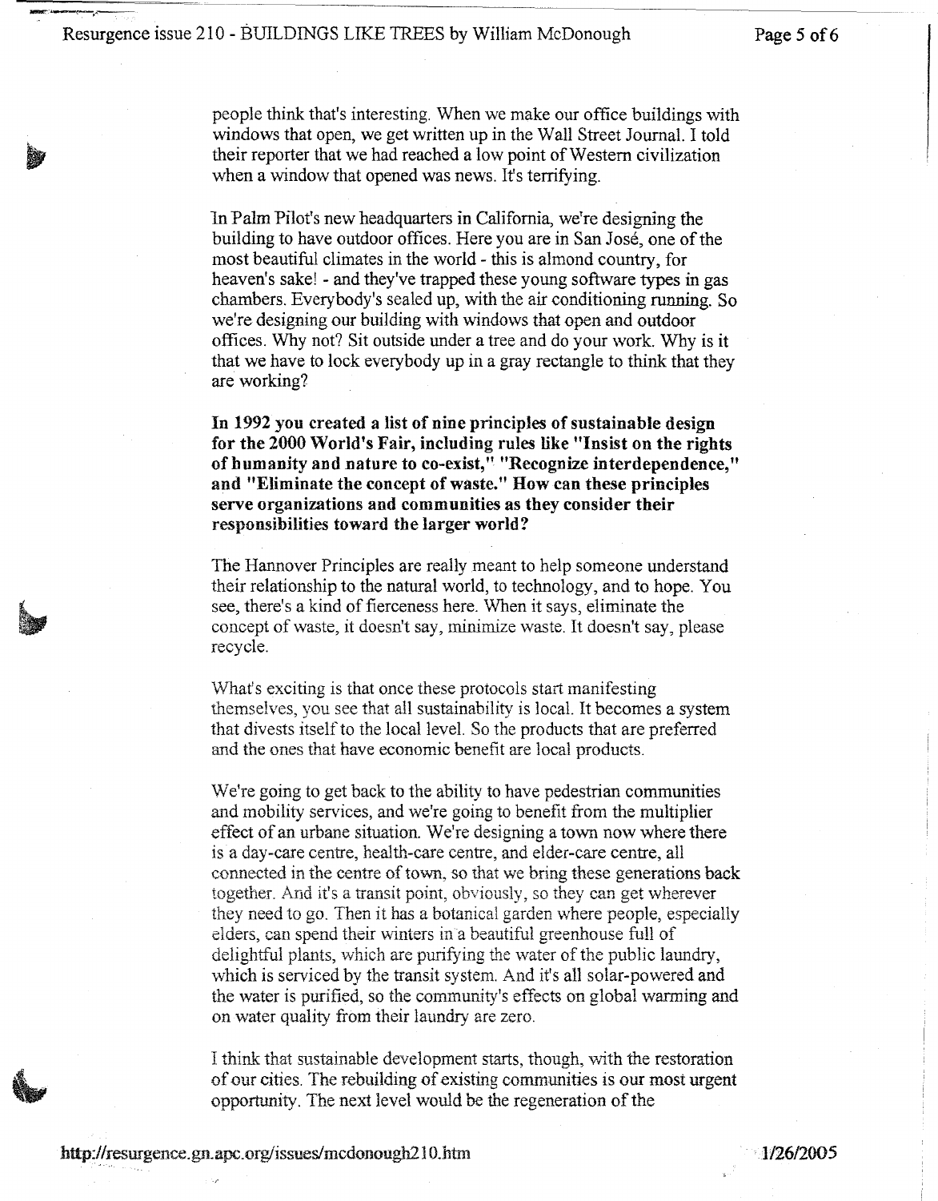people think that's interesting. When we make our office buildings with windows that open, we get written up in the Wall Street Journal. I told their reporter that we had reached a low point of Western civilization when a window that opened was news. It's terrifying.

In Palm Pilot's new headquarters in California, we're designing the building to have outdoor offices. Here you are in San José, one of the most beautiful climates in the world - this is almond country, for heaven's sake! - and they've trapped these young software types in gas chambers. Everybody's sealed up, with the air conditioning running. So we're designing our building with windows that open and outdoor offices. Why not? Sit outside under a tree and do your work. Why is it that we have to lock everybody up in a gray rectangle to think that they are working?

**In 1992 you created a list of nine principles of sustainable design for the 2000 World's Fair, including rules like "Insist on the rights of humanity and nature to co-exist," "Recognize interdependence," and "Eliminate the concept of waste." How can these principles serve organizations and communities as they consider their responsibilities toward the larger world?**

The Hannover Principles are really meant to help someone understand their relationship to the natural world, to technology, and to hope. You see, there's a kind of fierceness here. When it says, eliminate the concept of waste, it doesn't say, minimize waste. It doesn't say, please recycle.

What's exciting is that once these protocols start manifesting themselves, you see that all sustainability is local. It becomes a system that divests itself to the local level. So the products that are preferred and the ones that have economic benefit are local products.

We're going to get back to the ability to have pedestrian communities and mobility services, and we're going to benefit from the multiplier effect of an urbane situation. We're designing a town now where there is a day-care centre, health-care centre, and elder-care centre, all connected in the centre of town, so that we bring these generations back together. And it's a transit point, obviously, so they can get wherever they need to go. Then it has a botanical garden where people, especially elders, can spend their winters in a beautiful greenhouse full of delightful plants, which are purifying the water of the public laundry, which is serviced by the transit system. And it's all solar-powered and the water is purified, so the community's effects on global warming and on water quality from their laundry are zero.

I think that sustainable development starts, though, with the restoration of our cities. The rebuilding of existing communities is our most urgent opportunity. The next level would be the regeneration of the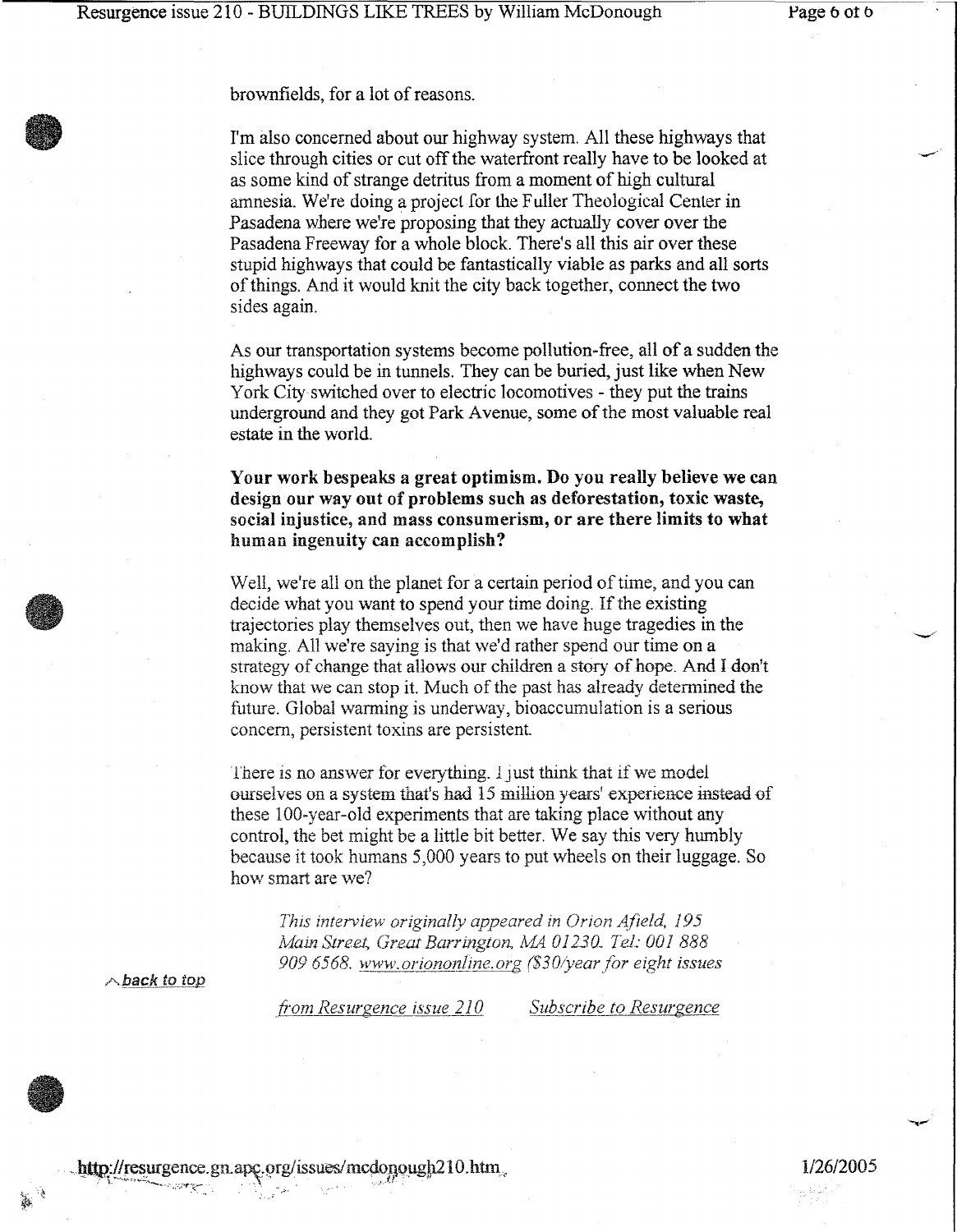brownfields, for a lot of reasons.

I'm also concerned about our highway system. All these highways that slice through cities or cut off the waterfront really have to be looked at as some kind of strange detritus from a moment of high cultural amnesia. We're doing a project for the Fuller Theological Center in Pasadena where we're proposing that they actually cover over the Pasadena Freeway for a whole block. There's all this air over these stupid highways that could be fantastically viable as parks and all sorts of things. And it would knit the city back together, connect the two sides again.

As our transportation systems become pollution-free, all of a sudden the highways could be in tunnels. They can be buried, just like when New York City switched over to electric locomotives - they put the trains underground and they got Park Avenue, some of the most valuable real estate in the world.

**Your work bespeaks a great optimism. Do you really believe we can design our way out of problems such as deforestation, toxic waste, social injustice, and mass consumerism, or are there limits to what human ingenuity can accomplish?**

Well, we're all on the planet for a certain period of time, and you can decide what you want to spend your time doing. If the existing trajectories play themselves out, then we have huge tragedies in the making. All we're saying is that we'd rather spend our time on a strategy of change that allows our children a story of hope. And I don't know that we can stop it. Much of the past has already determined the future. Global warming is underway, bioaccumulation is a serious concern, persistent toxins are persistent.

There is no answer for everything. I just think that if we model ourselves on a system that's had 15 million years' experience instead of these 100-year-old experiments that are taking place without any control, the bet might be a little bit better. We say this very humbly because it took humans 5,000 years to put wheels on their luggage. So how smart are we?

*This interview originally appeared in Orion Afield, 195 Main Street, Great Barrington, MA 01230. Tel: 001 888 909 6568. www.oriononline.org ($30/year for eight issues*

back to top

*from Resurgence issue 210* *Subscribe to Resurgence*